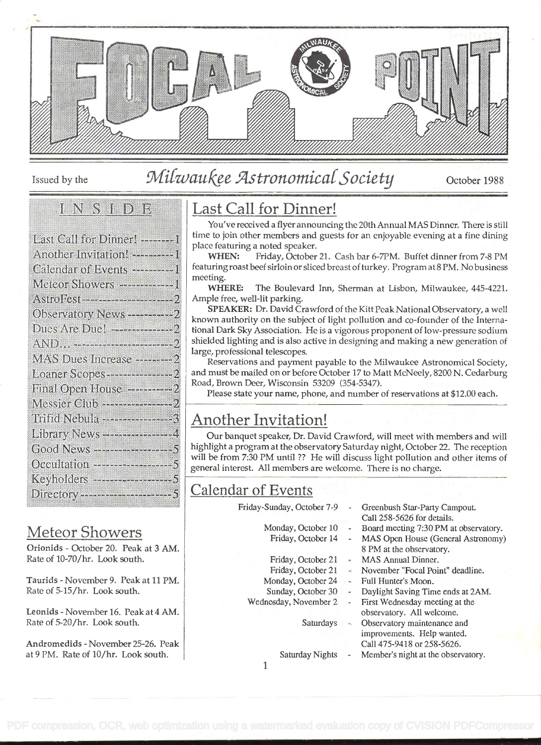# FOCAL POINT

Issued by the *Milwaukee Astronomical Society* October 1988

## INSIDE

- Last Call for Dinner! -------- 1
- Another Invitation! ---------- 1
- Calendar of Events ---------- 1
- Meteor Showers ------------- 1
- AstroFest -------------------- 2
- Observatory News ---------- 2
- Dues Are Due! -------------- 2
- AND... ----------------------- 2
- MAS Dues Increase --------- 2
- Loaner Scopes --------------- 2
- Final Open House ----------- 2
- Messier Club ---------------- 2
- Trifid Nebula ---------------- 3
- Library News ---------------- 4
- Good News ------------------ 5
- Occultation ------------------ 5
- Keyholders ------------------ 5
- Directory -------------------- 5

## Meteor Showers

**Orionids** - October 20. Peak at 3 AM. Rate of 10-70/hr. Look south.

**Taurids** - November 9. Peak at 11 PM. Rate of 5-15/hr. Look south.

**Leonids** - November 16. Peak at 4 AM. Rate of 5-20/hr. Look south.

**Andromedids** - November 25-26. Peak at 9 PM. Rate of 10/hr. Look south.

## Last Call for Dinner!

You've received a flyer announcing the 20th Annual MAS Dinner. There is still time to join other members and guests for an enjoyable evening at a fine dining place featuring a noted speaker.

**WHEN:** Friday, October 21. Cash bar 6-7PM. Buffet dinner from 7-8 PM featuring roast beef sirloin or sliced breast of turkey. Program at 8 PM. No business meeting.

**WHERE:** The Boulevard Inn, Sherman at Lisbon, Milwaukee, 445-4221. Ample free, well-lit parking.

**SPEAKER:** Dr. David Crawford of the Kitt Peak National Observatory, a well known authority on the subject of light pollution and co-founder of the International Dark Sky Association. He is a vigorous proponent of low-pressure sodium shielded lighting and is also active in designing and making a new generation of large, professional telescopes.

Reservations and payment payable to the Milwaukee Astronomical Society, and must be mailed on or before October 17 to Matt McNeely, 8200 N. Cedarburg Road, Brown Deer, Wisconsin 53209 (354-5347).

Please state your name, phone, and number of reservations at $12.00 each.

## Another Invitation!

Our banquet speaker, Dr. David Crawford, will meet with members and will highlight a program at the observatory Saturday night, October 22. The reception will be from 7:30 PM until ?? He will discuss light pollution and other items of general interest. All members are welcome. There is no charge.

## Calendar of Events

| Date | Event |
|---|---|
| Friday-Sunday, October 7-9 | Greenbush Star-Party Campout. Call 258-5626 for details. |
| Monday, October 10 | Board meeting 7:30 PM at observatory. |
| Friday, October 14 | MAS Open House (General Astronomy) 8 PM at the observatory. |
| Friday, October 21 | MAS Annual Dinner. |
| Friday, October 21 | November "Focal Point" deadline. |
| Monday, October 24 | Full Hunter's Moon. |
| Sunday, October 30 | Daylight Saving Time ends at 2AM. |
| Wednesday, November 2 | First Wednesday meeting at the observatory. All welcome. |
| Saturdays | Observatory maintenance and improvements. Help wanted. Call 475-9418 or 258-5626. |
| Saturday Nights | Member's night at the observatory. |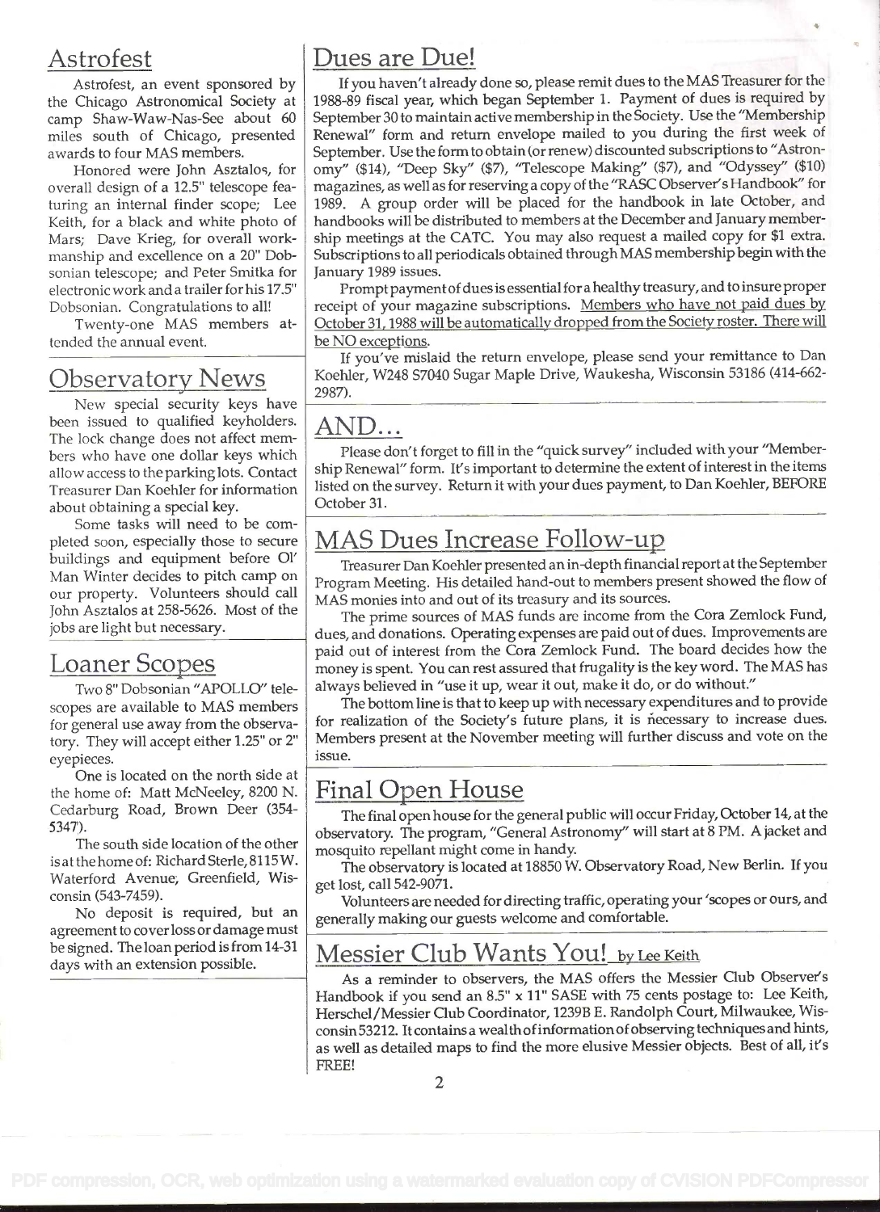## Astrofest

Astrofest, an event sponsored by the Chicago Astronomical Society at camp Shaw-Waw-Nas-See about 60 miles south of Chicago, presented awards to four MAS members.

Honored were John Asztalos, for overall design of a 12.5" telescope featuring an internal finder scope; Lee Keith, for a black and white photo of Mars; Dave Krieg, for overall workmanship and excellence on a 20" Dobsonian telescope; and Peter Smitka for electronic work and a trailer for his 17.5" Dobsonian. Congratulations to all!

Twenty-one MAS members attended the annual event.

## Observatory News

New special security keys have been issued to qualified keyholders. The lock change does not affect members who have one dollar keys which allow access to the parking lots. Contact Treasurer Dan Koehler for information about obtaining a special key.

Some tasks will need to be completed soon, especially those to secure buildings and equipment before Ol' Man Winter decides to pitch camp on our property. Volunteers should call John Asztalos at 258-5626. Most of the jobs are light but necessary.

## Loaner Scopes

Two 8" Dobsonian "APOLLO" telescopes are available to MAS members for general use away from the observatory. They will accept either 1.25" or 2" eyepieces.

One is located on the north side at the home of: Matt McNeeley, 8200 N. Cedarburg Road, Brown Deer (354-5347).

The south side location of the other is at the home of: Richard Sterle, 8115 W. Waterford Avenue, Greenfield, Wisconsin (543-7459).

No deposit is required, but an agreement to cover loss or damage must be signed. The loan period is from 14-31 days with an extension possible.

## Dues are Due!

If you haven't already done so, please remit dues to the MAS Treasurer for the 1988-89 fiscal year, which began September 1. Payment of dues is required by September 30 to maintain active membership in the Society. Use the "Membership Renewal" form and return envelope mailed to you during the first week of September. Use the form to obtain (or renew) discounted subscriptions to "Astronomy" ($14), "Deep Sky" ($7), "Telescope Making" ($7), and "Odyssey" ($10) magazines, as well as for reserving a copy of the "RASC Observer's Handbook" for 1989. A group order will be placed for the handbook in late October, and handbooks will be distributed to members at the December and January membership meetings at the CATC. You may also request a mailed copy for $1 extra. Subscriptions to all periodicals obtained through MAS membership begin with the January 1989 issues.

Prompt payment of dues is essential for a healthy treasury, and to insure proper receipt of your magazine subscriptions. Members who have not paid dues by October 31, 1988 will be automatically dropped from the Society roster. There will be NO exceptions.

If you've mislaid the return envelope, please send your remittance to Dan Koehler, W248 S7040 Sugar Maple Drive, Waukesha, Wisconsin 53186 (414-662-2987).

## AND...

Please don't forget to fill in the "quick survey" included with your "Membership Renewal" form. It's important to determine the extent of interest in the items listed on the survey. Return it with your dues payment, to Dan Koehler, BEFORE October 31.

## MAS Dues Increase Follow-up

Treasurer Dan Koehler presented an in-depth financial report at the September Program Meeting. His detailed hand-out to members present showed the flow of MAS monies into and out of its treasury and its sources.

The prime sources of MAS funds are income from the Cora Zemlock Fund, dues, and donations. Operating expenses are paid out of dues. Improvements are paid out of interest from the Cora Zemlock Fund. The board decides how the money is spent. You can rest assured that frugality is the key word. The MAS has always believed in "use it up, wear it out, make it do, or do without."

The bottom line is that to keep up with necessary expenditures and to provide for realization of the Society's future plans, it is necessary to increase dues. Members present at the November meeting will further discuss and vote on the issue.

## Final Open House

The final open house for the general public will occur Friday, October 14, at the observatory. The program, "General Astronomy" will start at 8 PM. A jacket and mosquito repellant might come in handy.

The observatory is located at 18850 W. Observatory Road, New Berlin. If you get lost, call 542-9071.

Volunteers are needed for directing traffic, operating your 'scopes or ours, and generally making our guests welcome and comfortable.

## Messier Club Wants You! by Lee Keith

As a reminder to observers, the MAS offers the Messier Club Observer's Handbook if you send an 8.5" x 11" SASE with 75 cents postage to: Lee Keith, Herschel/Messier Club Coordinator, 1239B E. Randolph Court, Milwaukee, Wisconsin 53212. It contains a wealth of information of observing techniques and hints, as well as detailed maps to find the more elusive Messier objects. Best of all, it's FREE!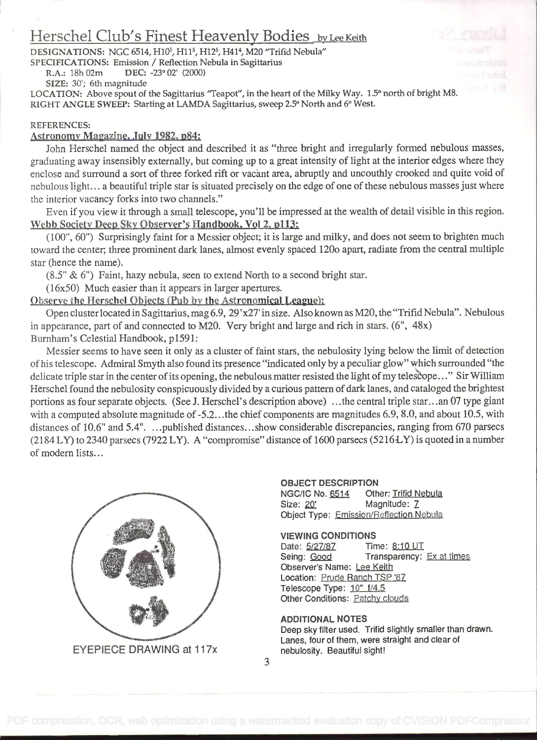## Herschel Club's Finest Heavenly Bodies by Lee Keith

DESIGNATIONS: NGC 6514, H10[5], H11[5], H12[5], H41[4], M20 "Trifid Nebula"
SPECIFICATIONS: Emission / Reflection Nebula in Sagittarius
R.A.: 18h 02m DEC: -23° 02' (2000)
SIZE: 30'; 6th magnitude
LOCATION: Above spout of the Sagittarius "Teapot", in the heart of the Milky Way. 1.5° north of bright M8.
RIGHT ANGLE SWEEP: Starting at LAMDA Sagittarius, sweep 2.5° North and 6° West.

REFERENCES:

**Astronomy Magazine, July 1982, p84:**

John Herschel named the object and described it as "three bright and irregularly formed nebulous masses, graduating away insensibly externally, but coming up to a great intensity of light at the interior edges where they enclose and surround a sort of three forked rift or vacant area, abruptly and uncouthly crooked and quite void of nebulous light… a beautiful triple star is situated precisely on the edge of one of these nebulous masses just where the interior vacancy forks into two channels."

Even if you view it through a small telescope, you'll be impressed at the wealth of detail visible in this region.

**Webb Society Deep Sky Observer's Handbook, Vol 2, p113:**

(100", 60") Surprisingly faint for a Messier object; it is large and milky, and does not seem to brighten much toward the center; three prominent dark lanes, almost evenly spaced 120o apart, radiate from the central multiple star (hence the name).

(8.5" & 6") Faint, hazy nebula, seen to extend North to a second bright star.

(16x50) Much easier than it appears in larger apertures.

**Observe the Herschel Objects (Pub by the Astronomical League):**

Open cluster located in Sagittarius, mag 6.9, 29'x27' in size. Also known as M20, the "Trifid Nebula". Nebulous in appearance, part of and connected to M20. Very bright and large and rich in stars. (6", 48x)

Burnham's Celestial Handbook, p1591:

Messier seems to have seen it only as a cluster of faint stars, the nebulosity lying below the limit of detection of his telescope. Admiral Smyth also found its presence "indicated only by a peculiar glow" which surrounded "the delicate triple star in the center of its opening, the nebulous matter resisted the light of my telescope…" Sir William Herschel found the nebulosity conspicuously divided by a curious pattern of dark lanes, and cataloged the brightest portions as four separate objects. (See J. Herschel's description above) …the central triple star…an 07 type giant with a computed absolute magnitude of -5.2…the chief components are magnitudes 6.9, 8.0, and about 10.5, with distances of 10.6" and 5.4". …published distances…show considerable discrepancies, ranging from 670 parsecs (2184 LY) to 2340 parsecs (7922 LY). A "compromise" distance of 1600 parsecs (5216 LY) is quoted in a number of modern lists…

EYEPIECE DRAWING at 117x

**OBJECT DESCRIPTION**
NGC/IC No. 6514 Other: Trifid Nebula
Size: 20' Magnitude: 7
Object Type: Emission/Reflection Nebula

**VIEWING CONDITIONS**
Date: 5/27/87 Time: 8:10 UT
Seing: Good Transparency: Ex at times
Observer's Name: Lee Keith
Location: Prude Ranch TSP '87
Telescope Type: 10" f/4.5
Other Conditions: Patchy clouds

**ADDITIONAL NOTES**
Deep sky filter used. Trifid slightly smaller than drawn. Lanes, four of them, were straight and clear of nebulosity. Beautiful sight!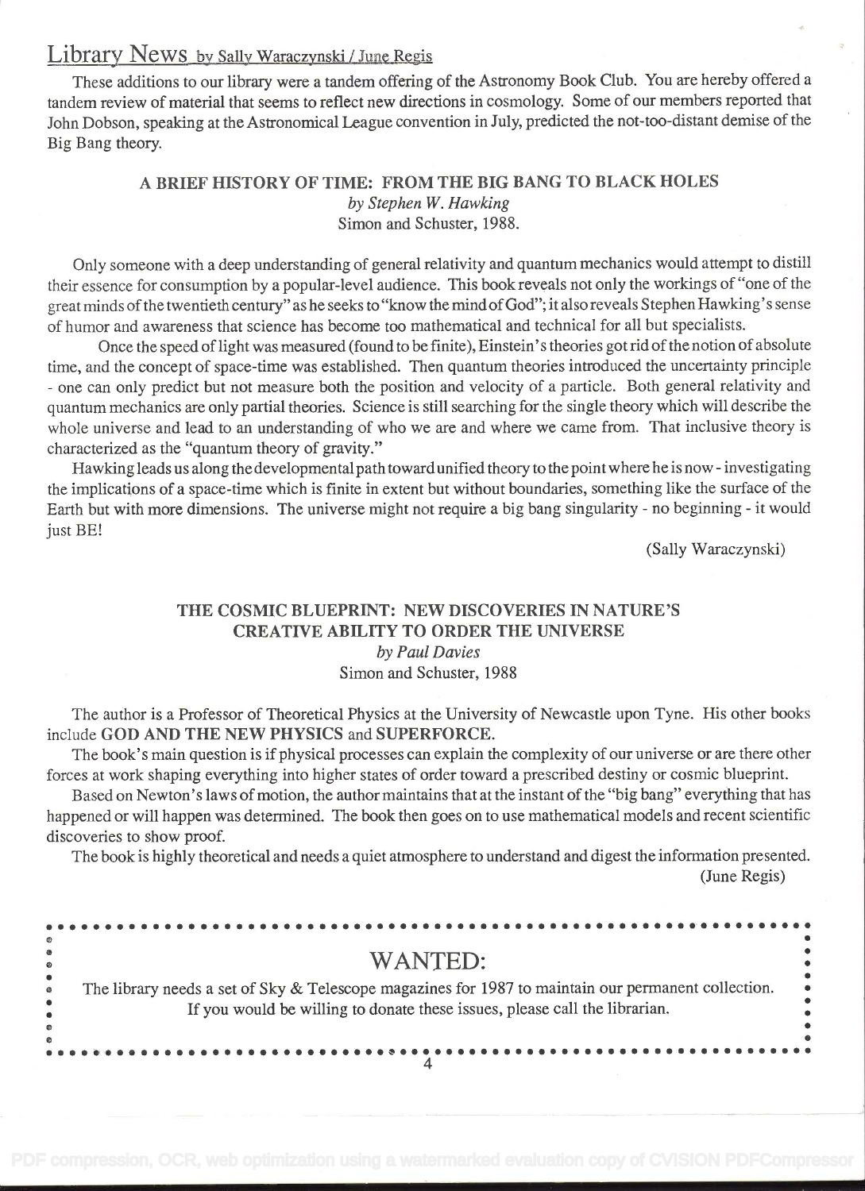## Library News by Sally Waraczynski / June Regis

These additions to our library were a tandem offering of the Astronomy Book Club. You are hereby offered a tandem review of material that seems to reflect new directions in cosmology. Some of our members reported that John Dobson, speaking at the Astronomical League convention in July, predicted the not-too-distant demise of the Big Bang theory.

### A BRIEF HISTORY OF TIME: FROM THE BIG BANG TO BLACK HOLES

*by Stephen W. Hawking*
Simon and Schuster, 1988.

Only someone with a deep understanding of general relativity and quantum mechanics would attempt to distill their essence for consumption by a popular-level audience. This book reveals not only the workings of "one of the great minds of the twentieth century" as he seeks to "know the mind of God"; it also reveals Stephen Hawking's sense of humor and awareness that science has become too mathematical and technical for all but specialists.

Once the speed of light was measured (found to be finite), Einstein's theories got rid of the notion of absolute time, and the concept of space-time was established. Then quantum theories introduced the uncertainty principle - one can only predict but not measure both the position and velocity of a particle. Both general relativity and quantum mechanics are only partial theories. Science is still searching for the single theory which will describe the whole universe and lead to an understanding of who we are and where we came from. That inclusive theory is characterized as the "quantum theory of gravity."

Hawking leads us along the developmental path toward unified theory to the point where he is now - investigating the implications of a space-time which is finite in extent but without boundaries, something like the surface of the Earth but with more dimensions. The universe might not require a big bang singularity - no beginning - it would just BE!

(Sally Waraczynski)

### THE COSMIC BLUEPRINT: NEW DISCOVERIES IN NATURE'S CREATIVE ABILITY TO ORDER THE UNIVERSE

*by Paul Davies*
Simon and Schuster, 1988

The author is a Professor of Theoretical Physics at the University of Newcastle upon Tyne. His other books include **GOD AND THE NEW PHYSICS** and **SUPERFORCE**.

The book's main question is if physical processes can explain the complexity of our universe or are there other forces at work shaping everything into higher states of order toward a prescribed destiny or cosmic blueprint.

Based on Newton's laws of motion, the author maintains that at the instant of the "big bang" everything that has happened or will happen was determined. The book then goes on to use mathematical models and recent scientific discoveries to show proof.

The book is highly theoretical and needs a quiet atmosphere to understand and digest the information presented.

(June Regis)

---

## WANTED:

The library needs a set of Sky & Telescope magazines for 1987 to maintain our permanent collection. If you would be willing to donate these issues, please call the librarian.

---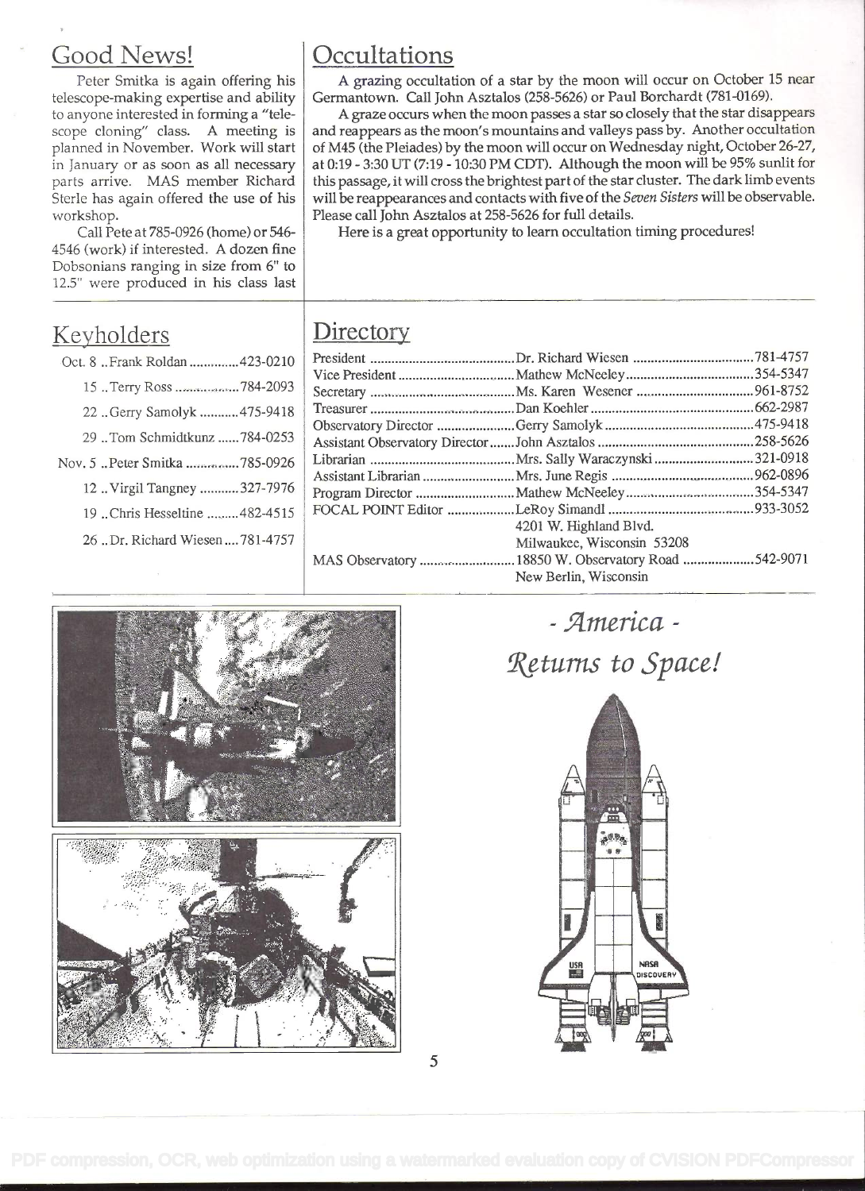## Good News!

Peter Smitka is again offering his telescope-making expertise and ability to anyone interested in forming a "telescope cloning" class. A meeting is planned in November. Work will start in January or as soon as all necessary parts arrive. MAS member Richard Sterle has again offered the use of his workshop.

Call Pete at 785-0926 (home) or 546-4546 (work) if interested. A dozen fine Dobsonians ranging in size from 6" to 12.5" were produced in his class last

## Occultations

A grazing occultation of a star by the moon will occur on October 15 near Germantown. Call John Asztalos (258-5626) or Paul Borchardt (781-0169).

A graze occurs when the moon passes a star so closely that the star disappears and reappears as the moon's mountains and valleys pass by. Another occultation of M45 (the Pleiades) by the moon will occur on Wednesday night, October 26-27, at 0:19 - 3:30 UT (7:19 - 10:30 PM CDT). Although the moon will be 95% sunlit for this passage, it will cross the brightest part of the star cluster. The dark limb events will be reappearances and contacts with five of the *Seven Sisters* will be observable. Please call John Asztalos at 258-5626 for full details.

Here is a great opportunity to learn occultation timing procedures!

## Keyholders

| Date | Name | Phone |
|---|---|---|
| Oct. 8 | Frank Roldan | 423-0210 |
| 15 | Terry Ross | 784-2093 |
| 22 | Gerry Samolyk | 475-9418 |
| 29 | Tom Schmidtkunz | 784-0253 |
| Nov. 5 | Peter Smitka | 785-0926 |
| 12 | Virgil Tangney | 327-7976 |
| 19 | Chris Hesseltine | 482-4515 |
| 26 | Dr. Richard Wiesen | 781-4757 |

## Directory

| Position | Name | Phone |
|---|---|---|
| President | Dr. Richard Wiesen | 781-4757 |
| Vice President | Mathew McNeeley | 354-5347 |
| Secretary | Ms. Karen Wesener | 961-8752 |
| Treasurer | Dan Koehler | 662-2987 |
| Observatory Director | Gerry Samolyk | 475-9418 |
| Assistant Observatory Director | John Asztalos | 258-5626 |
| Librarian | Mrs. Sally Waraczynski | 321-0918 |
| Assistant Librarian | Mrs. June Regis | 962-0896 |
| Program Director | Mathew McNeeley | 354-5347 |
| FOCAL POINT Editor | LeRoy Simandl<br>4201 W. Highland Blvd.<br>Milwaukee, Wisconsin 53208 | 933-3052 |
| MAS Observatory | 18850 W. Observatory Road<br>New Berlin, Wisconsin | 542-9071 |

*- America -*

*Returns to Space!*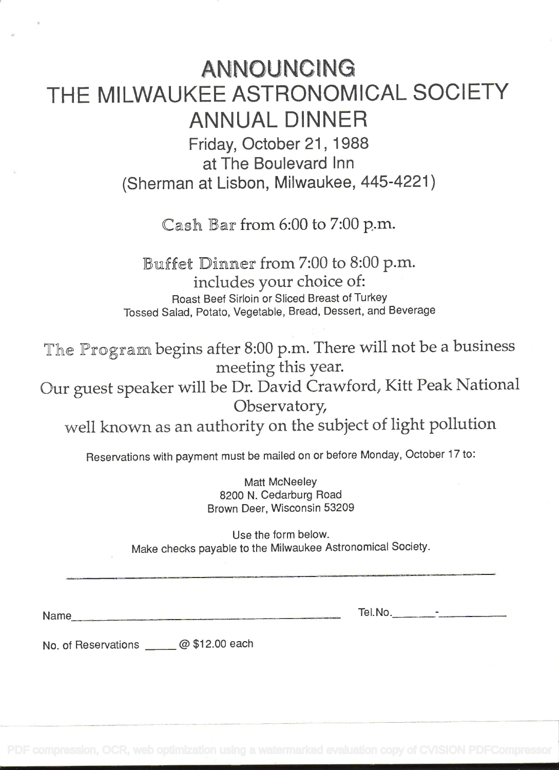# ANNOUNCING
# THE MILWAUKEE ASTRONOMICAL SOCIETY ANNUAL DINNER

## Friday, October 21, 1988
## at The Boulevard Inn
## (Sherman at Lisbon, Milwaukee, 445-4221)

Cash Bar from 6:00 to 7:00 p.m.

Buffet Dinner from 7:00 to 8:00 p.m.
includes your choice of:
Roast Beef Sirloin or Sliced Breast of Turkey
Tossed Salad, Potato, Vegetable, Bread, Dessert, and Beverage

The Program begins after 8:00 p.m. There will not be a business meeting this year.
Our guest speaker will be Dr. David Crawford, Kitt Peak National Observatory,
well known as an authority on the subject of light pollution

Reservations with payment must be mailed on or before Monday, October 17 to:

Matt McNeeley
8200 N. Cedarburg Road
Brown Deer, Wisconsin 53209

Use the form below.
Make checks payable to the Milwaukee Astronomical Society.

---

Name______________________________ Tel.No._______-___________

No. of Reservations _____ @ $12.00 each